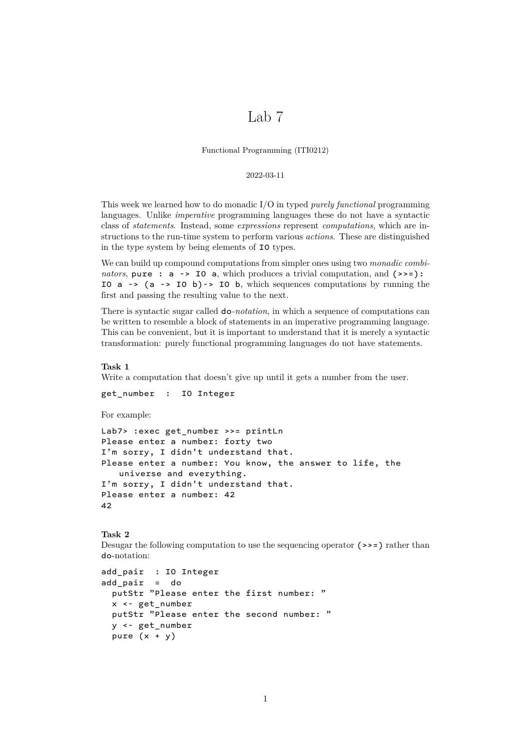# Lab 7

Functional Programming (ITI0212)

2022-03-11

This week we learned how to do monadic I/O in typed *purely functional* programming languages. Unlike *imperative* programming languages these do not have a syntactic class of *statements*. Instead, some *expressions* represent *computations*, which are instructions to the run-time system to perform various *actions*. These are distinguished in the type system by being elements of `IO` types.

We can build up compound computations from simpler ones using two *monadic combinators*, `pure : a -> IO a`, which produces a trivial computation, and `(>>=): IO a -> (a -> IO b)-> IO b`, which sequences computations by running the first and passing the resulting value to the next.

There is syntactic sugar called `do`-*notation*, in which a sequence of computations can be written to resemble a block of statements in an imperative programming language. This can be convenient, but it is important to understand that it is merely a syntactic transformation: purely functional programming languages do not have statements.

**Task 1**
Write a computation that doesn't give up until it gets a number from the user.

```
get_number  :  IO Integer
```

For example:

```
Lab7> :exec get_number >>= printLn
Please enter a number: forty two
I'm sorry, I didn't understand that.
Please enter a number: You know, the answer to life, the
    universe and everything.
I'm sorry, I didn't understand that.
Please enter a number: 42
42
```

**Task 2**
Desugar the following computation to use the sequencing operator `(>>=)` rather than `do`-notation:

```
add_pair  : IO Integer
add_pair  =  do
  putStr "Please enter the first number: "
  x <- get_number
  putStr "Please enter the second number: "
  y <- get_number
  pure (x + y)
```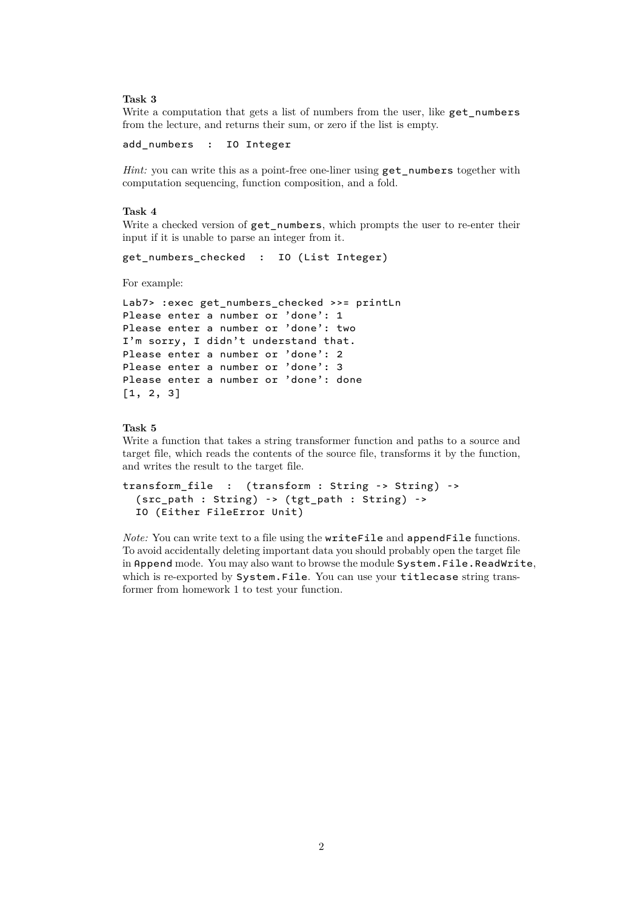**Task 3**
Write a computation that gets a list of numbers from the user, like `get_numbers` from the lecture, and returns their sum, or zero if the list is empty.

```
add_numbers  :  IO Integer
```

*Hint:* you can write this as a point-free one-liner using `get_numbers` together with computation sequencing, function composition, and a fold.

**Task 4**
Write a checked version of `get_numbers`, which prompts the user to re-enter their input if it is unable to parse an integer from it.

```
get_numbers_checked  :  IO (List Integer)
```

For example:

```
Lab7> :exec get_numbers_checked >>= printLn
Please enter a number or 'done': 1
Please enter a number or 'done': two
I'm sorry, I didn't understand that.
Please enter a number or 'done': 2
Please enter a number or 'done': 3
Please enter a number or 'done': done
[1, 2, 3]
```

**Task 5**
Write a function that takes a string transformer function and paths to a source and target file, which reads the contents of the source file, transforms it by the function, and writes the result to the target file.

```
transform_file  :  (transform : String -> String) ->
  (src_path : String) -> (tgt_path : String) ->
  IO (Either FileError Unit)
```

*Note:* You can write text to a file using the `writeFile` and `appendFile` functions. To avoid accidentally deleting important data you should probably open the target file in `Append` mode. You may also want to browse the module `System.File.ReadWrite`, which is re-exported by `System.File`. You can use your `titlecase` string transformer from homework 1 to test your function.